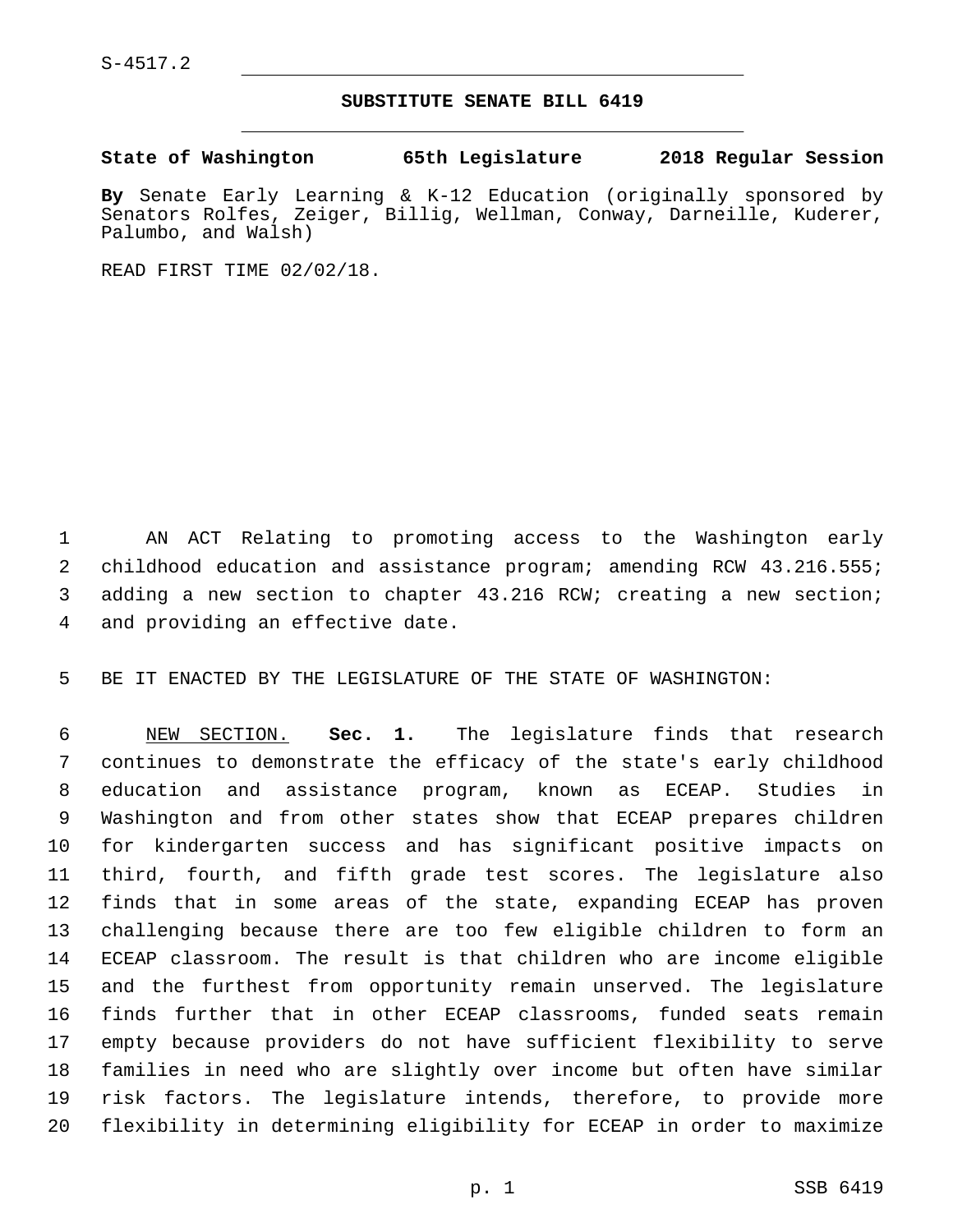S-4517.2

# SUBSTITUTE SENATE BILL 6419

**State of Washington 65th Legislature 2018 Regular Session**

**By** Senate Early Learning & K-12 Education (originally sponsored by Senators Rolfes, Zeiger, Billig, Wellman, Conway, Darneille, Kuderer, Palumbo, and Walsh)

READ FIRST TIME 02/02/18.

AN ACT Relating to promoting access to the Washington early childhood education and assistance program; amending RCW 43.216.555; adding a new section to chapter 43.216 RCW; creating a new section; and providing an effective date.

BE IT ENACTED BY THE LEGISLATURE OF THE STATE OF WASHINGTON:

NEW SECTION. **Sec. 1.** The legislature finds that research continues to demonstrate the efficacy of the state's early childhood education and assistance program, known as ECEAP. Studies in Washington and from other states show that ECEAP prepares children for kindergarten success and has significant positive impacts on third, fourth, and fifth grade test scores. The legislature also finds that in some areas of the state, expanding ECEAP has proven challenging because there are too few eligible children to form an ECEAP classroom. The result is that children who are income eligible and the furthest from opportunity remain unserved. The legislature finds further that in other ECEAP classrooms, funded seats remain empty because providers do not have sufficient flexibility to serve families in need who are slightly over income but often have similar risk factors. The legislature intends, therefore, to provide more flexibility in determining eligibility for ECEAP in order to maximize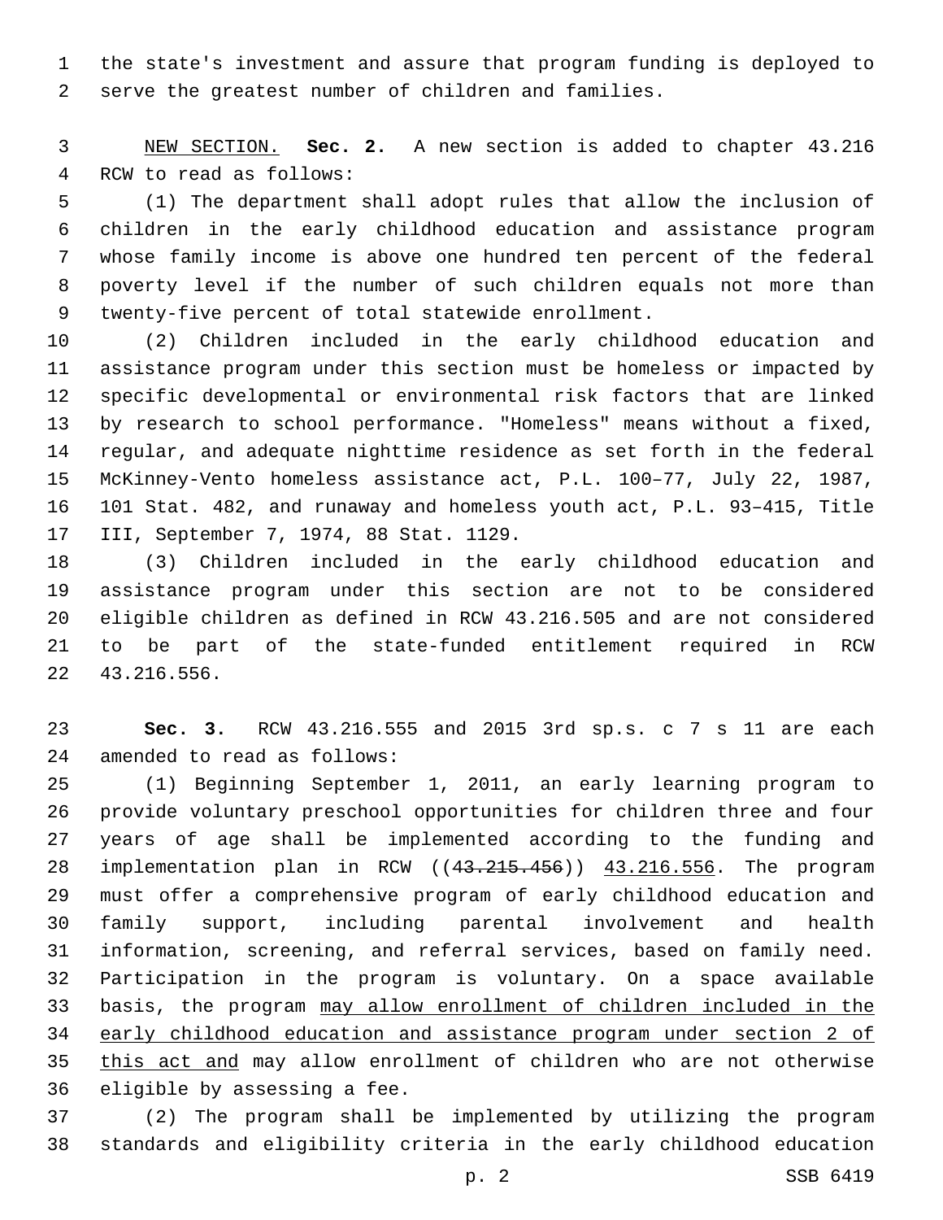the state's investment and assure that program funding is deployed to serve the greatest number of children and families.

NEW SECTION. **Sec. 2.** A new section is added to chapter 43.216 RCW to read as follows:

(1) The department shall adopt rules that allow the inclusion of children in the early childhood education and assistance program whose family income is above one hundred ten percent of the federal poverty level if the number of such children equals not more than twenty-five percent of total statewide enrollment.

(2) Children included in the early childhood education and assistance program under this section must be homeless or impacted by specific developmental or environmental risk factors that are linked by research to school performance. "Homeless" means without a fixed, regular, and adequate nighttime residence as set forth in the federal McKinney-Vento homeless assistance act, P.L. 100–77, July 22, 1987, 101 Stat. 482, and runaway and homeless youth act, P.L. 93–415, Title III, September 7, 1974, 88 Stat. 1129.

(3) Children included in the early childhood education and assistance program under this section are not to be considered eligible children as defined in RCW 43.216.505 and are not considered to be part of the state-funded entitlement required in RCW 43.216.556.

**Sec. 3.** RCW 43.216.555 and 2015 3rd sp.s. c 7 s 11 are each amended to read as follows:

(1) Beginning September 1, 2011, an early learning program to provide voluntary preschool opportunities for children three and four years of age shall be implemented according to the funding and implementation plan in RCW ((~~43.215.456~~)) 43.216.556. The program must offer a comprehensive program of early childhood education and family support, including parental involvement and health information, screening, and referral services, based on family need. Participation in the program is voluntary. On a space available basis, the program may allow enrollment of children included in the early childhood education and assistance program under section 2 of this act and may allow enrollment of children who are not otherwise eligible by assessing a fee.

(2) The program shall be implemented by utilizing the program standards and eligibility criteria in the early childhood education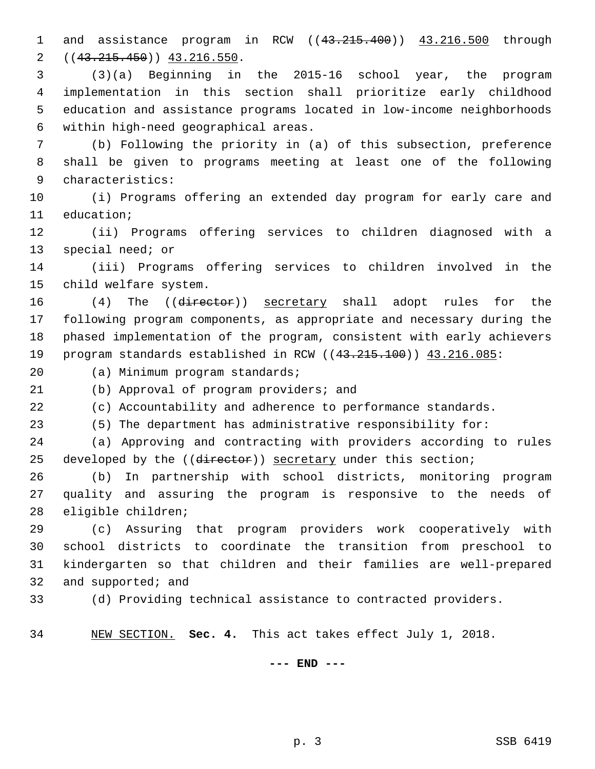and assistance program in RCW ((~~43.215.400~~)) 43.216.500 through ((~~43.215.450~~)) 43.216.550.

(3)(a) Beginning in the 2015-16 school year, the program implementation in this section shall prioritize early childhood education and assistance programs located in low-income neighborhoods within high-need geographical areas.

(b) Following the priority in (a) of this subsection, preference shall be given to programs meeting at least one of the following characteristics:

(i) Programs offering an extended day program for early care and education;

(ii) Programs offering services to children diagnosed with a special need; or

(iii) Programs offering services to children involved in the child welfare system.

(4) The ((~~director~~)) secretary shall adopt rules for the following program components, as appropriate and necessary during the phased implementation of the program, consistent with early achievers program standards established in RCW ((~~43.215.100~~)) 43.216.085:

(a) Minimum program standards;

(b) Approval of program providers; and

(c) Accountability and adherence to performance standards.

(5) The department has administrative responsibility for:

(a) Approving and contracting with providers according to rules developed by the ((~~director~~)) secretary under this section;

(b) In partnership with school districts, monitoring program quality and assuring the program is responsive to the needs of eligible children;

(c) Assuring that program providers work cooperatively with school districts to coordinate the transition from preschool to kindergarten so that children and their families are well-prepared and supported; and

(d) Providing technical assistance to contracted providers.

NEW SECTION. **Sec. 4.** This act takes effect July 1, 2018.

**--- END ---**